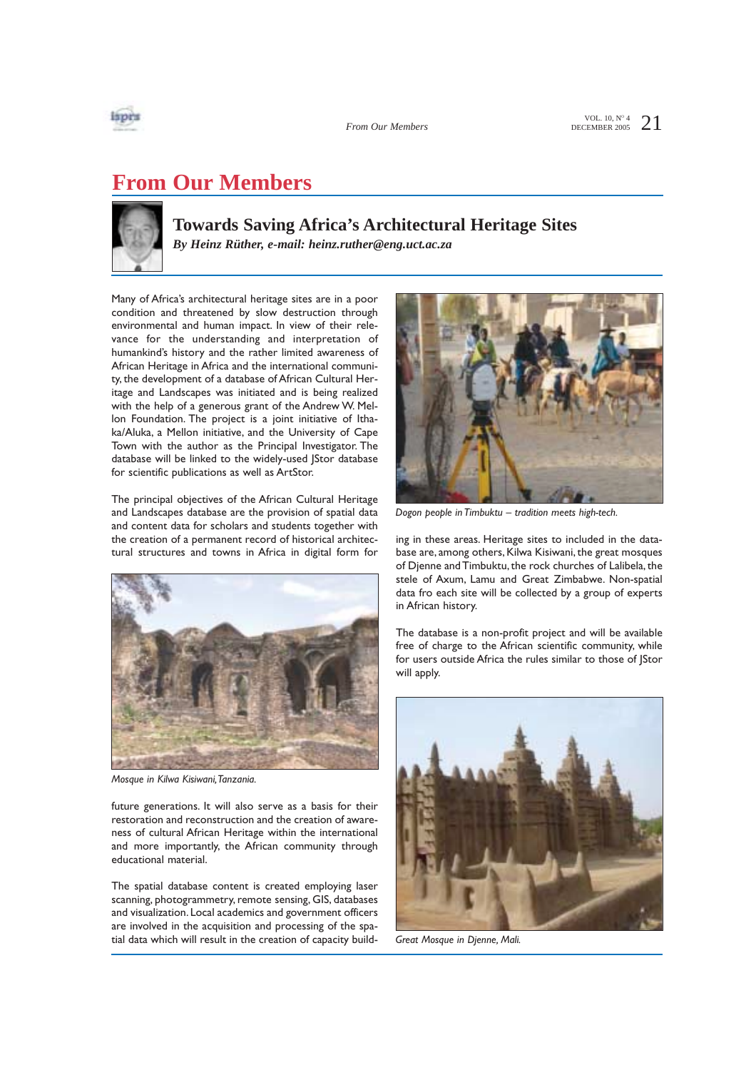# From Our Members

## Towards Saving Africa's Architectural Heritage Sites

***By Heinz Rüther, e-mail: heinz.ruther@eng.uct.ac.za***

Many of Africa's architectural heritage sites are in a poor condition and threatened by slow destruction through environmental and human impact. In view of their relevance for the understanding and interpretation of humankind's history and the rather limited awareness of African Heritage in Africa and the international community, the development of a database of African Cultural Heritage and Landscapes was initiated and is being realized with the help of a generous grant of the Andrew W. Mellon Foundation. The project is a joint initiative of Ithaka/Aluka, a Mellon initiative, and the University of Cape Town with the author as the Principal Investigator. The database will be linked to the widely-used JStor database for scientific publications as well as ArtStor.

The principal objectives of the African Cultural Heritage and Landscapes database are the provision of spatial data and content data for scholars and students together with the creation of a permanent record of historical architectural structures and towns in Africa in digital form for future generations. It will also serve as a basis for their restoration and reconstruction and the creation of awareness of cultural African Heritage within the international and more importantly, the African community through educational material.

*Mosque in Kilwa Kisiwani, Tanzania.*

The spatial database content is created employing laser scanning, photogrammetry, remote sensing, GIS, databases and visualization. Local academics and government officers are involved in the acquisition and processing of the spatial data which will result in the creation of capacity building in these areas. Heritage sites to included in the database are, among others, Kilwa Kisiwani, the great mosques of Djenne and Timbuktu, the rock churches of Lalibela, the stele of Axum, Lamu and Great Zimbabwe. Non-spatial data fro each site will be collected by a group of experts in African history.

*Dogon people in Timbuktu – tradition meets high-tech.*

The database is a non-profit project and will be available free of charge to the African scientific community, while for users outside Africa the rules similar to those of JStor will apply.

*Great Mosque in Djenne, Mali.*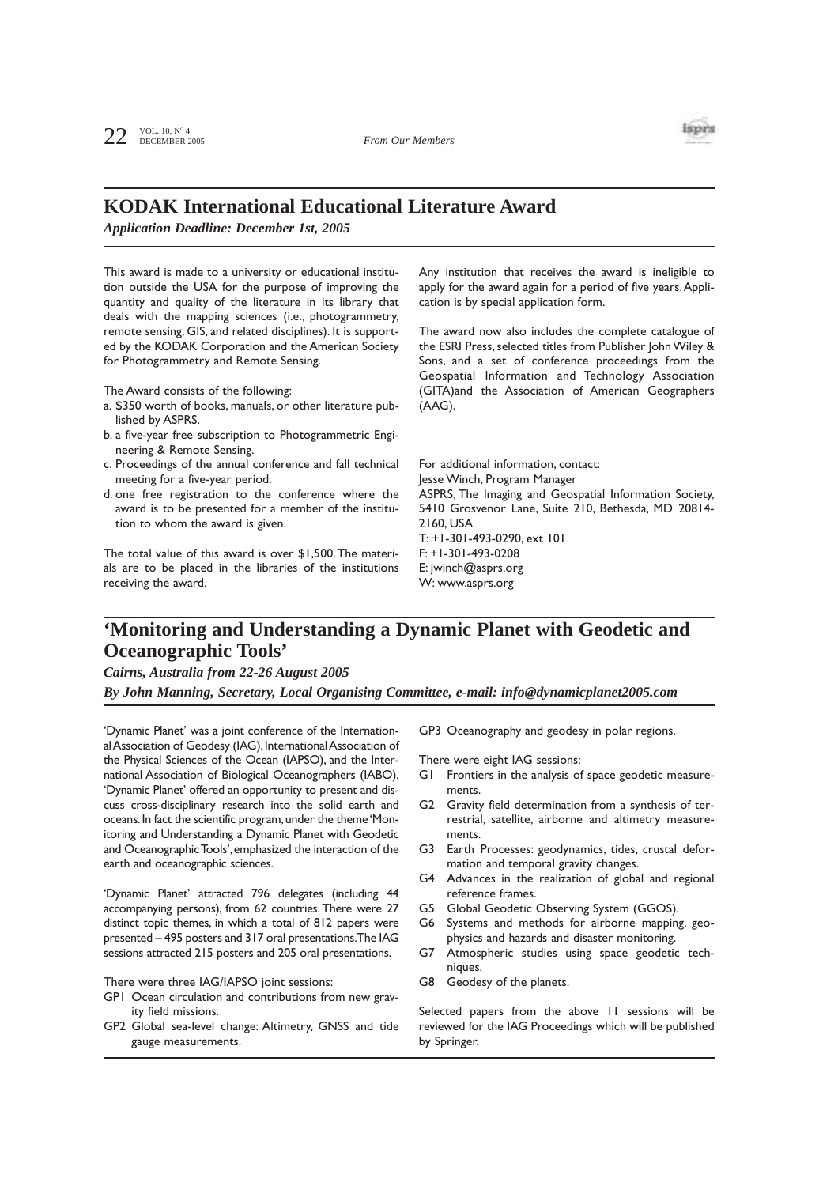## KODAK International Educational Literature Award

***Application Deadline: December 1st, 2005***

This award is made to a university or educational institution outside the USA for the purpose of improving the quantity and quality of the literature in its library that deals with the mapping sciences (i.e., photogrammetry, remote sensing, GIS, and related disciplines). It is supported by the KODAK Corporation and the American Society for Photogrammetry and Remote Sensing.

The Award consists of the following:

a. $350 worth of books, manuals, or other literature published by ASPRS.
b. a five-year free subscription to Photogrammetric Engineering & Remote Sensing.
c. Proceedings of the annual conference and fall technical meeting for a five-year period.
d. one free registration to the conference where the award is to be presented for a member of the institution to whom the award is given.

The total value of this award is over $1,500. The materials are to be placed in the libraries of the institutions receiving the award.

Any institution that receives the award is ineligible to apply for the award again for a period of five years. Application is by special application form.

The award now also includes the complete catalogue of the ESRI Press, selected titles from Publisher John Wiley & Sons, and a set of conference proceedings from the Geospatial Information and Technology Association (GITA)and the Association of American Geographers (AAG).

For additional information, contact:
Jesse Winch, Program Manager
ASPRS, The Imaging and Geospatial Information Society, 5410 Grosvenor Lane, Suite 210, Bethesda, MD 20814-2160, USA
T: +1-301-493-0290, ext 101
F: +1-301-493-0208
E: jwinch@asprs.org
W: www.asprs.org

## 'Monitoring and Understanding a Dynamic Planet with Geodetic and Oceanographic Tools'

***Cairns, Australia from 22-26 August 2005***

***By John Manning, Secretary, Local Organising Committee, e-mail: info@dynamicplanet2005.com***

'Dynamic Planet' was a joint conference of the International Association of Geodesy (IAG), International Association of the Physical Sciences of the Ocean (IAPSO), and the International Association of Biological Oceanographers (IABO). 'Dynamic Planet' offered an opportunity to present and discuss cross-disciplinary research into the solid earth and oceans. In fact the scientific program, under the theme 'Monitoring and Understanding a Dynamic Planet with Geodetic and Oceanographic Tools', emphasized the interaction of the earth and oceanographic sciences.

'Dynamic Planet' attracted 796 delegates (including 44 accompanying persons), from 62 countries. There were 27 distinct topic themes, in which a total of 812 papers were presented – 495 posters and 317 oral presentations. The IAG sessions attracted 215 posters and 205 oral presentations.

There were three IAG/IAPSO joint sessions:

- GP1 Ocean circulation and contributions from new gravity field missions.
- GP2 Global sea-level change: Altimetry, GNSS and tide gauge measurements.
- GP3 Oceanography and geodesy in polar regions.

There were eight IAG sessions:

- G1 Frontiers in the analysis of space geodetic measurements.
- G2 Gravity field determination from a synthesis of terrestrial, satellite, airborne and altimetry measurements.
- G3 Earth Processes: geodynamics, tides, crustal deformation and temporal gravity changes.
- G4 Advances in the realization of global and regional reference frames.
- G5 Global Geodetic Observing System (GGOS).
- G6 Systems and methods for airborne mapping, geophysics and hazards and disaster monitoring.
- G7 Atmospheric studies using space geodetic techniques.
- G8 Geodesy of the planets.

Selected papers from the above 11 sessions will be reviewed for the IAG Proceedings which will be published by Springer.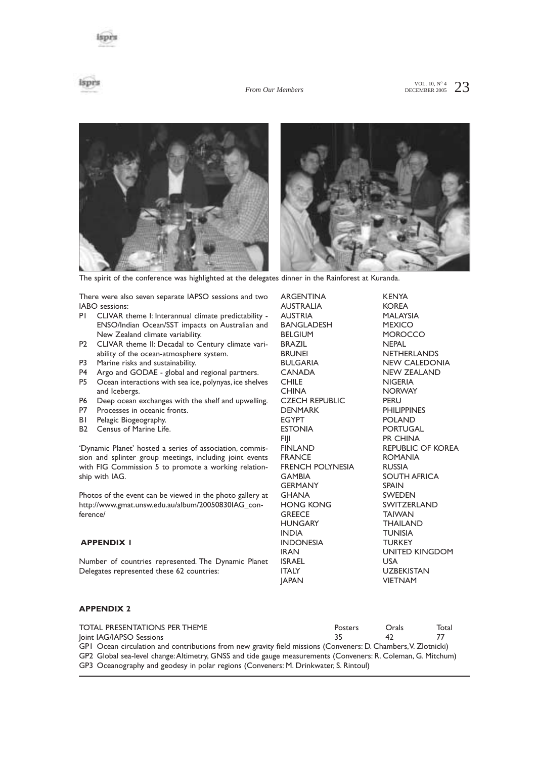The spirit of the conference was highlighted at the delegates dinner in the Rainforest at Kuranda.

There were also seven separate IAPSO sessions and two IABO sessions:

- P1 CLIVAR theme I: Interannual climate predictability - ENSO/Indian Ocean/SST impacts on Australian and New Zealand climate variability.
- P2 CLIVAR theme II: Decadal to Century climate variability of the ocean-atmosphere system.
- P3 Marine risks and sustainability.
- P4 Argo and GODAE - global and regional partners.
- P5 Ocean interactions with sea ice, polynyas, ice shelves and Icebergs.
- P6 Deep ocean exchanges with the shelf and upwelling.
- P7 Processes in oceanic fronts.
- B1 Pelagic Biogeography.
- B2 Census of Marine Life.

'Dynamic Planet' hosted a series of association, commission and splinter group meetings, including joint events with FIG Commission 5 to promote a working relationship with IAG.

Photos of the event can be viewed in the photo gallery at http://www.gmat.unsw.edu.au/album/20050830IAG_conference/

### APPENDIX 1

Number of countries represented. The Dynamic Planet Delegates represented these 62 countries:

ARGENTINA
AUSTRALIA
AUSTRIA
BANGLADESH
BELGIUM
BRAZIL
BRUNEI
BULGARIA
CANADA
CHILE
CHINA
CZECH REPUBLIC
DENMARK
EGYPT
ESTONIA
FIJI
FINLAND
FRANCE
FRENCH POLYNESIA
GAMBIA
GERMANY
GHANA
HONG KONG
GREECE
HUNGARY
INDIA
INDONESIA
IRAN
ISRAEL
ITALY
JAPAN
KENYA
KOREA
MALAYSIA
MEXICO
MOROCCO
NEPAL
NETHERLANDS
NEW CALEDONIA
NEW ZEALAND
NIGERIA
NORWAY
PERU
PHILIPPINES
POLAND
PORTUGAL
PR CHINA
REPUBLIC OF KOREA
ROMANIA
RUSSIA
SOUTH AFRICA
SPAIN
SWEDEN
SWITZERLAND
TAIWAN
THAILAND
TUNISIA
TURKEY
UNITED KINGDOM
USA
UZBEKISTAN
VIETNAM

### APPENDIX 2

| TOTAL PRESENTATIONS PER THEME | Posters | Orals | Total |
|---|---|---|---|
| Joint IAG/IAPSO Sessions | 35 | 42 | 77 |

GP1 Ocean circulation and contributions from new gravity field missions (Conveners: D. Chambers, V. Zlotnicki)
GP2 Global sea-level change: Altimetry, GNSS and tide gauge measurements (Conveners: R. Coleman, G. Mitchum)
GP3 Oceanography and geodesy in polar regions (Conveners: M. Drinkwater, S. Rintoul)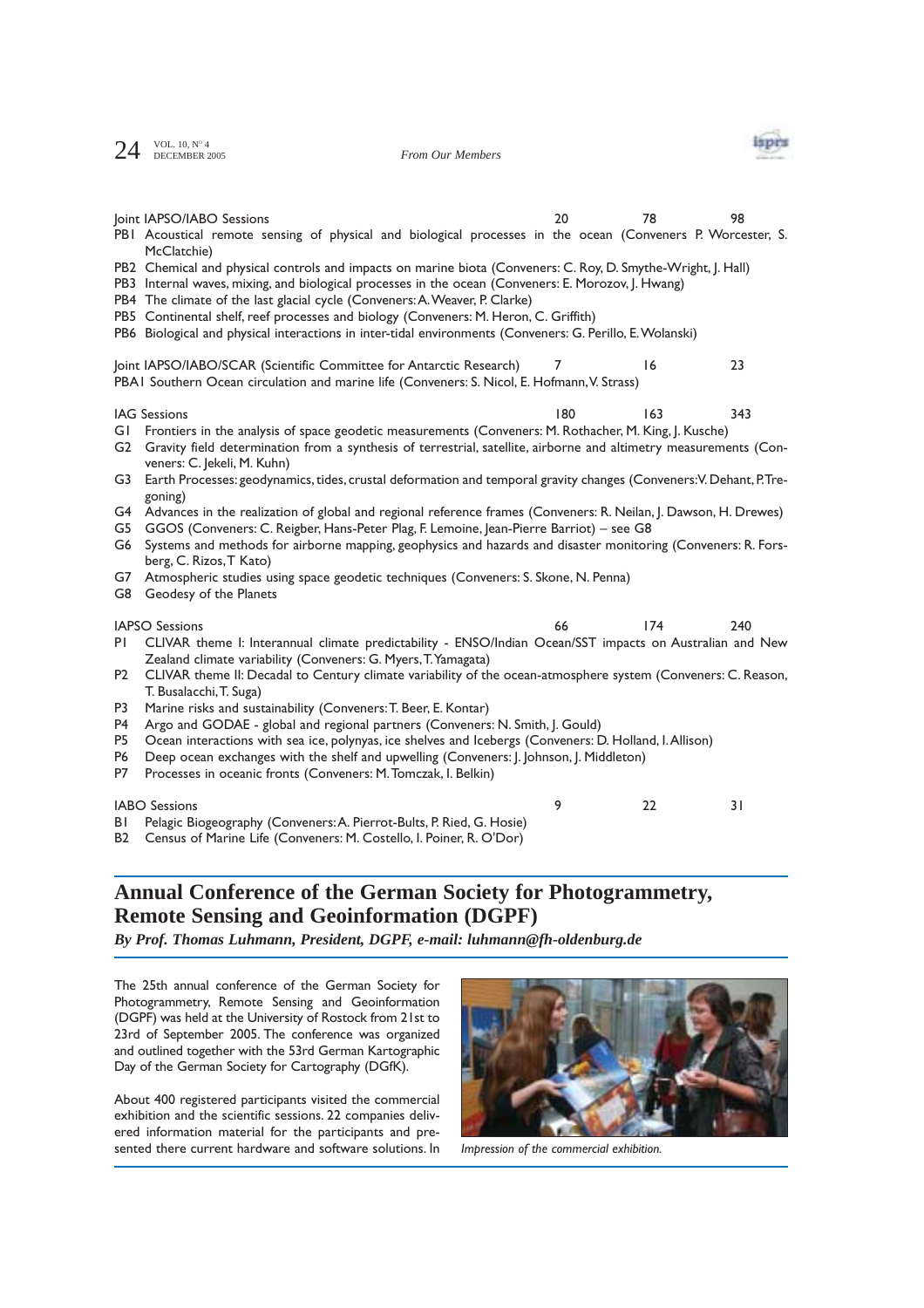Joint IAPSO/IABO Sessions 20 78 98

- PB1 Acoustical remote sensing of physical and biological processes in the ocean (Conveners P. Worcester, S. McClatchie)
- PB2 Chemical and physical controls and impacts on marine biota (Conveners: C. Roy, D. Smythe-Wright, J. Hall)
- PB3 Internal waves, mixing, and biological processes in the ocean (Conveners: E. Morozov, J. Hwang)
- PB4 The climate of the last glacial cycle (Conveners: A. Weaver, P. Clarke)
- PB5 Continental shelf, reef processes and biology (Conveners: M. Heron, C. Griffith)
- PB6 Biological and physical interactions in inter-tidal environments (Conveners: G. Perillo, E. Wolanski)

Joint IAPSO/IABO/SCAR (Scientific Committee for Antarctic Research) 7 16 23

- PBA1 Southern Ocean circulation and marine life (Conveners: S. Nicol, E. Hofmann, V. Strass)

IAG Sessions 180 163 343

- G1 Frontiers in the analysis of space geodetic measurements (Conveners: M. Rothacher, M. King, J. Kusche)
- G2 Gravity field determination from a synthesis of terrestrial, satellite, airborne and altimetry measurements (Conveners: C. Jekeli, M. Kuhn)
- G3 Earth Processes: geodynamics, tides, crustal deformation and temporal gravity changes (Conveners: V. Dehant, P. Tregoning)
- G4 Advances in the realization of global and regional reference frames (Conveners: R. Neilan, J. Dawson, H. Drewes)
- G5 GGOS (Conveners: C. Reigber, Hans-Peter Plag, F. Lemoine, Jean-Pierre Barriot) – see G8
- G6 Systems and methods for airborne mapping, geophysics and hazards and disaster monitoring (Conveners: R. Forsberg, C. Rizos, T Kato)
- G7 Atmospheric studies using space geodetic techniques (Conveners: S. Skone, N. Penna)
- G8 Geodesy of the Planets

IAPSO Sessions 66 174 240

- P1 CLIVAR theme I: Interannual climate predictability - ENSO/Indian Ocean/SST impacts on Australian and New Zealand climate variability (Conveners: G. Myers, T. Yamagata)
- P2 CLIVAR theme II: Decadal to Century climate variability of the ocean-atmosphere system (Conveners: C. Reason, T. Busalacchi, T. Suga)
- P3 Marine risks and sustainability (Conveners: T. Beer, E. Kontar)
- P4 Argo and GODAE - global and regional partners (Conveners: N. Smith, J. Gould)
- P5 Ocean interactions with sea ice, polynyas, ice shelves and Icebergs (Conveners: D. Holland, I. Allison)
- P6 Deep ocean exchanges with the shelf and upwelling (Conveners: J. Johnson, J. Middleton)
- P7 Processes in oceanic fronts (Conveners: M. Tomczak, I. Belkin)

IABO Sessions 9 22 31

- B1 Pelagic Biogeography (Conveners: A. Pierrot-Bults, P. Ried, G. Hosie)
- B2 Census of Marine Life (Conveners: M. Costello, I. Poiner, R. O'Dor)

## Annual Conference of the German Society for Photogrammetry, Remote Sensing and Geoinformation (DGPF)

***By Prof. Thomas Luhmann, President, DGPF, e-mail: luhmann@fh-oldenburg.de***

The 25th annual conference of the German Society for Photogrammetry, Remote Sensing and Geoinformation (DGPF) was held at the University of Rostock from 21st to 23rd of September 2005. The conference was organized and outlined together with the 53rd German Kartographic Day of the German Society for Cartography (DGfK).

*Impression of the commercial exhibition.*

About 400 registered participants visited the commercial exhibition and the scientific sessions. 22 companies delivered information material for the participants and presented there current hardware and software solutions. In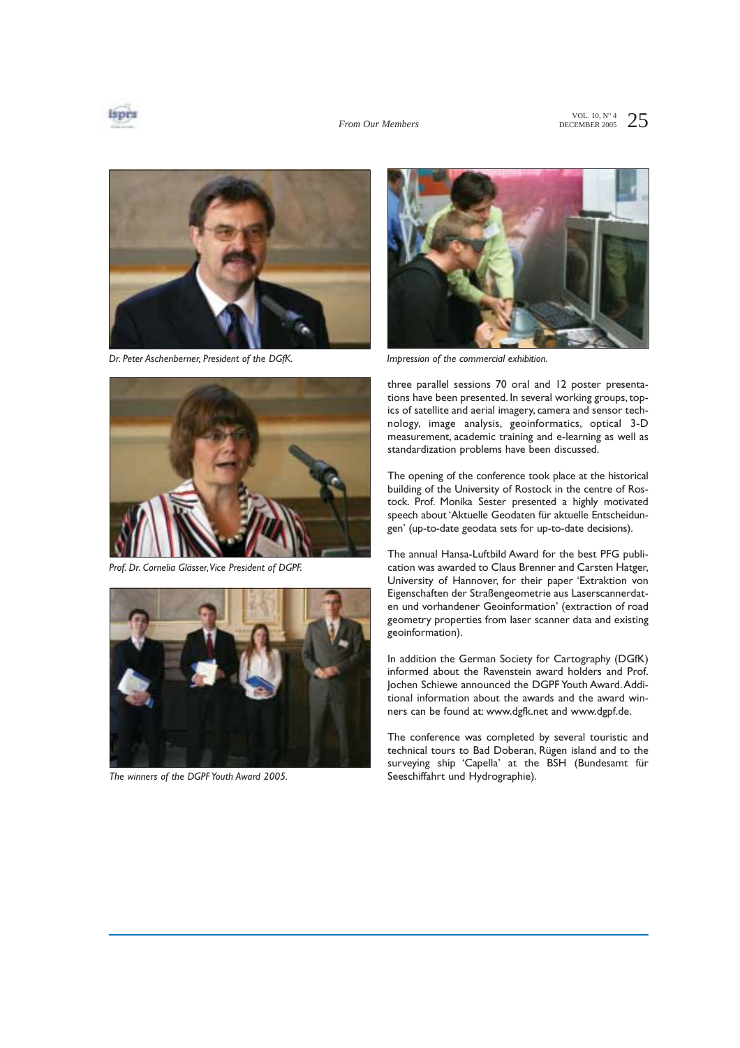Dr. Peter Aschenberner, President of the DGfK.

Prof. Dr. Cornelia Glässer, Vice President of DGPF.

The winners of the DGPF Youth Award 2005.

Impression of the commercial exhibition.

three parallel sessions 70 oral and 12 poster presentations have been presented. In several working groups, topics of satellite and aerial imagery, camera and sensor technology, image analysis, geoinformatics, optical 3-D measurement, academic training and e-learning as well as standardization problems have been discussed.

The opening of the conference took place at the historical building of the University of Rostock in the centre of Rostock. Prof. Monika Sester presented a highly motivated speech about 'Aktuelle Geodaten für aktuelle Entscheidungen' (up-to-date geodata sets for up-to-date decisions).

The annual Hansa-Luftbild Award for the best PFG publication was awarded to Claus Brenner and Carsten Hatger, University of Hannover, for their paper 'Extraktion von Eigenschaften der Straßengeometrie aus Laserscannerdaten und vorhandener Geoinformation' (extraction of road geometry properties from laser scanner data and existing geoinformation).

In addition the German Society for Cartography (DGfK) informed about the Ravenstein award holders and Prof. Jochen Schiewe announced the DGPF Youth Award. Additional information about the awards and the award winners can be found at: www.dgfk.net and www.dgpf.de.

The conference was completed by several touristic and technical tours to Bad Doberan, Rügen island and to the surveying ship 'Capella' at the BSH (Bundesamt für Seeschiffahrt und Hydrographie).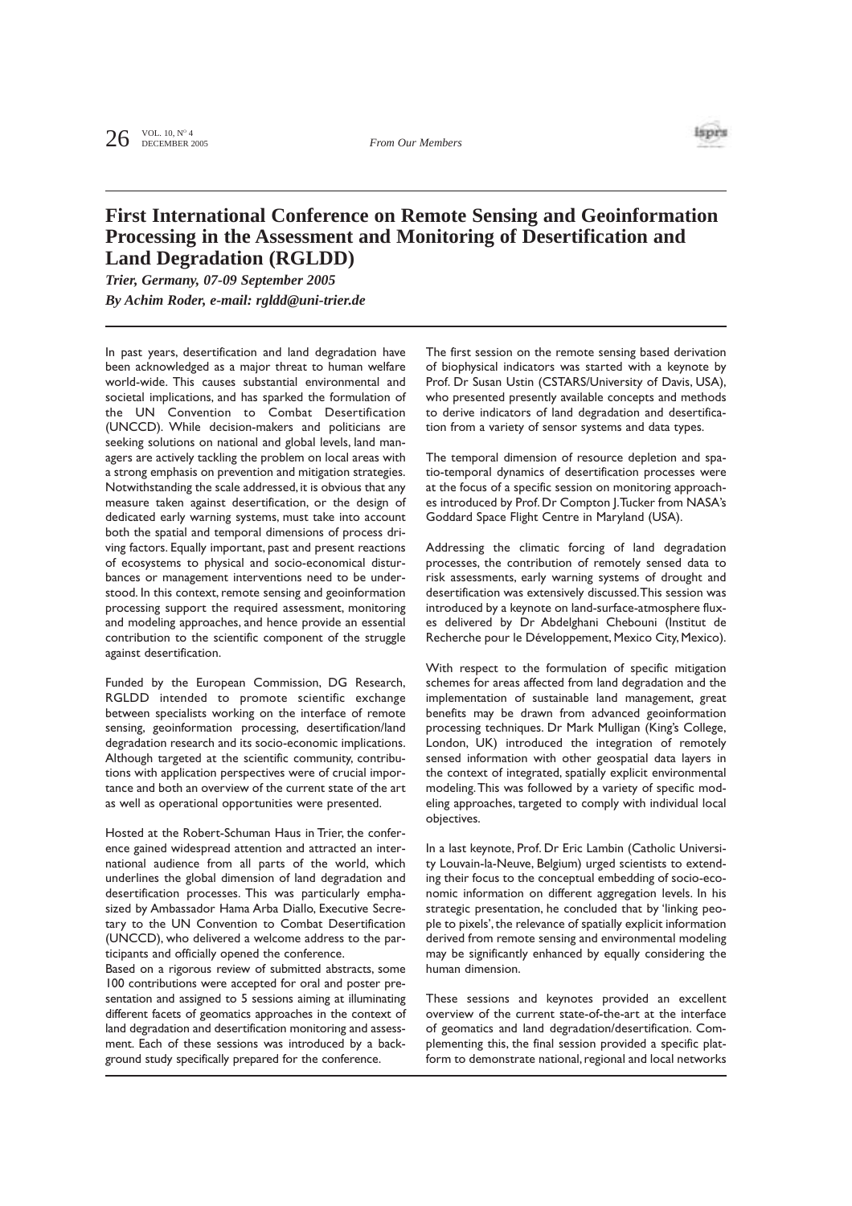## First International Conference on Remote Sensing and Geoinformation Processing in the Assessment and Monitoring of Desertification and Land Degradation (RGLDD)

***Trier, Germany, 07-09 September 2005***

***By Achim Roder, e-mail: rgldd@uni-trier.de***

In past years, desertification and land degradation have been acknowledged as a major threat to human welfare world-wide. This causes substantial environmental and societal implications, and has sparked the formulation of the UN Convention to Combat Desertification (UNCCD). While decision-makers and politicians are seeking solutions on national and global levels, land managers are actively tackling the problem on local areas with a strong emphasis on prevention and mitigation strategies. Notwithstanding the scale addressed, it is obvious that any measure taken against desertification, or the design of dedicated early warning systems, must take into account both the spatial and temporal dimensions of process driving factors. Equally important, past and present reactions of ecosystems to physical and socio-economical disturbances or management interventions need to be understood. In this context, remote sensing and geoinformation processing support the required assessment, monitoring and modeling approaches, and hence provide an essential contribution to the scientific component of the struggle against desertification.

Funded by the European Commission, DG Research, RGLDD intended to promote scientific exchange between specialists working on the interface of remote sensing, geoinformation processing, desertification/land degradation research and its socio-economic implications. Although targeted at the scientific community, contributions with application perspectives were of crucial importance and both an overview of the current state of the art as well as operational opportunities were presented.

Hosted at the Robert-Schuman Haus in Trier, the conference gained widespread attention and attracted an international audience from all parts of the world, which underlines the global dimension of land degradation and desertification processes. This was particularly emphasized by Ambassador Hama Arba Diallo, Executive Secretary to the UN Convention to Combat Desertification (UNCCD), who delivered a welcome address to the participants and officially opened the conference.

Based on a rigorous review of submitted abstracts, some 100 contributions were accepted for oral and poster presentation and assigned to 5 sessions aiming at illuminating different facets of geomatics approaches in the context of land degradation and desertification monitoring and assessment. Each of these sessions was introduced by a background study specifically prepared for the conference.

The first session on the remote sensing based derivation of biophysical indicators was started with a keynote by Prof. Dr Susan Ustin (CSTARS/University of Davis, USA), who presented presently available concepts and methods to derive indicators of land degradation and desertification from a variety of sensor systems and data types.

The temporal dimension of resource depletion and spatio-temporal dynamics of desertification processes were at the focus of a specific session on monitoring approaches introduced by Prof. Dr Compton J.Tucker from NASA's Goddard Space Flight Centre in Maryland (USA).

Addressing the climatic forcing of land degradation processes, the contribution of remotely sensed data to risk assessments, early warning systems of drought and desertification was extensively discussed. This session was introduced by a keynote on land-surface-atmosphere fluxes delivered by Dr Abdelghani Chebouni (Institut de Recherche pour le Développement, Mexico City, Mexico).

With respect to the formulation of specific mitigation schemes for areas affected from land degradation and the implementation of sustainable land management, great benefits may be drawn from advanced geoinformation processing techniques. Dr Mark Mulligan (King's College, London, UK) introduced the integration of remotely sensed information with other geospatial data layers in the context of integrated, spatially explicit environmental modeling. This was followed by a variety of specific modeling approaches, targeted to comply with individual local objectives.

In a last keynote, Prof. Dr Eric Lambin (Catholic University Louvain-la-Neuve, Belgium) urged scientists to extending their focus to the conceptual embedding of socio-economic information on different aggregation levels. In his strategic presentation, he concluded that by 'linking people to pixels', the relevance of spatially explicit information derived from remote sensing and environmental modeling may be significantly enhanced by equally considering the human dimension.

These sessions and keynotes provided an excellent overview of the current state-of-the-art at the interface of geomatics and land degradation/desertification. Complementing this, the final session provided a specific platform to demonstrate national, regional and local networks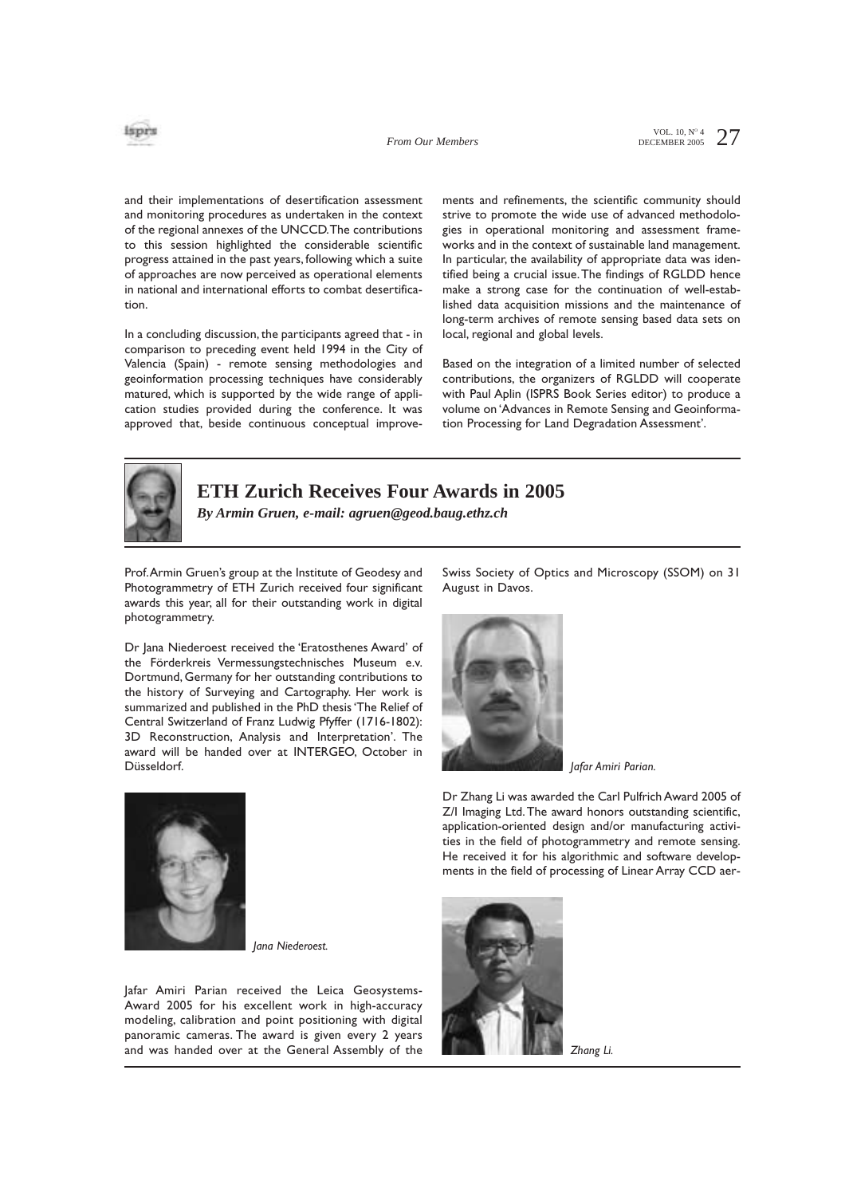and their implementations of desertification assessment and monitoring procedures as undertaken in the context of the regional annexes of the UNCCD. The contributions to this session highlighted the considerable scientific progress attained in the past years, following which a suite of approaches are now perceived as operational elements in national and international efforts to combat desertification.

In a concluding discussion, the participants agreed that - in comparison to preceding event held 1994 in the City of Valencia (Spain) - remote sensing methodologies and geoinformation processing techniques have considerably matured, which is supported by the wide range of application studies provided during the conference. It was approved that, beside continuous conceptual improvements and refinements, the scientific community should strive to promote the wide use of advanced methodologies in operational monitoring and assessment frameworks and in the context of sustainable land management. In particular, the availability of appropriate data was identified being a crucial issue. The findings of RGLDD hence make a strong case for the continuation of well-established data acquisition missions and the maintenance of long-term archives of remote sensing based data sets on local, regional and global levels.

Based on the integration of a limited number of selected contributions, the organizers of RGLDD will cooperate with Paul Aplin (ISPRS Book Series editor) to produce a volume on 'Advances in Remote Sensing and Geoinformation Processing for Land Degradation Assessment'.

## ETH Zurich Receives Four Awards in 2005

***By Armin Gruen, e-mail: agruen@geod.baug.ethz.ch***

Prof. Armin Gruen's group at the Institute of Geodesy and Photogrammetry of ETH Zurich received four significant awards this year, all for their outstanding work in digital photogrammetry.

Dr Jana Niederoest received the 'Eratosthenes Award' of the Förderkreis Vermessungstechnisches Museum e.v. Dortmund, Germany for her outstanding contributions to the history of Surveying and Cartography. Her work is summarized and published in the PhD thesis 'The Relief of Central Switzerland of Franz Ludwig Pfyffer (1716-1802): 3D Reconstruction, Analysis and Interpretation'. The award will be handed over at INTERGEO, October in Düsseldorf.

*Jana Niederoest.*

Jafar Amiri Parian received the Leica Geosystems-Award 2005 for his excellent work in high-accuracy modeling, calibration and point positioning with digital panoramic cameras. The award is given every 2 years and was handed over at the General Assembly of the Swiss Society of Optics and Microscopy (SSOM) on 31 August in Davos.

*Jafar Amiri Parian.*

Dr Zhang Li was awarded the Carl Pulfrich Award 2005 of Z/I Imaging Ltd. The award honors outstanding scientific, application-oriented design and/or manufacturing activities in the field of photogrammetry and remote sensing. He received it for his algorithmic and software developments in the field of processing of Linear Array CCD aer-

*Zhang Li.*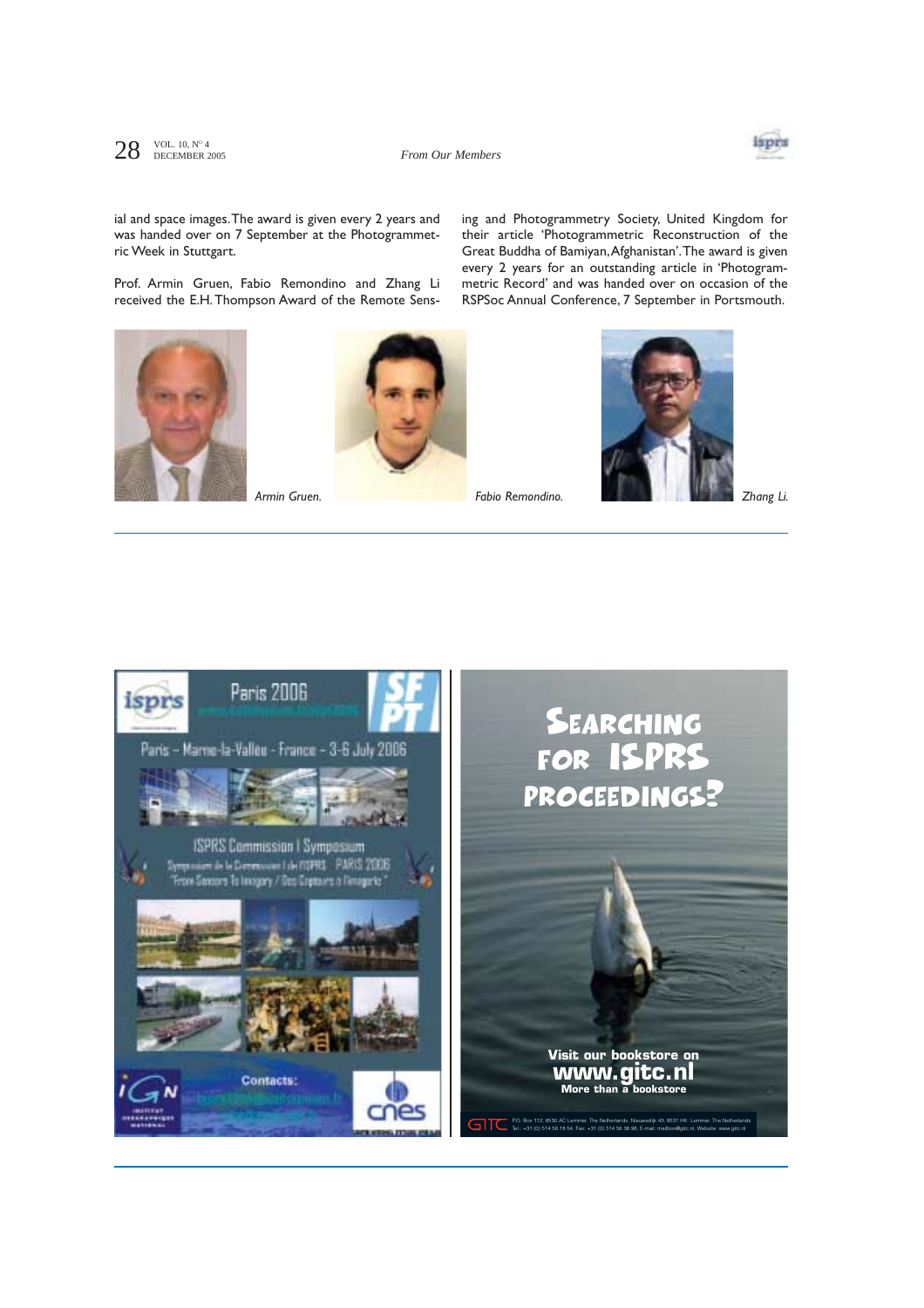ial and space images. The award is given every 2 years and was handed over on 7 September at the Photogrammetric Week in Stuttgart.

Prof. Armin Gruen, Fabio Remondino and Zhang Li received the E.H. Thompson Award of the Remote Sensing and Photogrammetry Society, United Kingdom for their article 'Photogrammetric Reconstruction of the Great Buddha of Bamiyan, Afghanistan'. The award is given every 2 years for an outstanding article in 'Photogrammetric Record' and was handed over on occasion of the RSPSoc Annual Conference, 7 September in Portsmouth.

*Armin Gruen.*

*Fabio Remondino.*

*Zhang Li.*